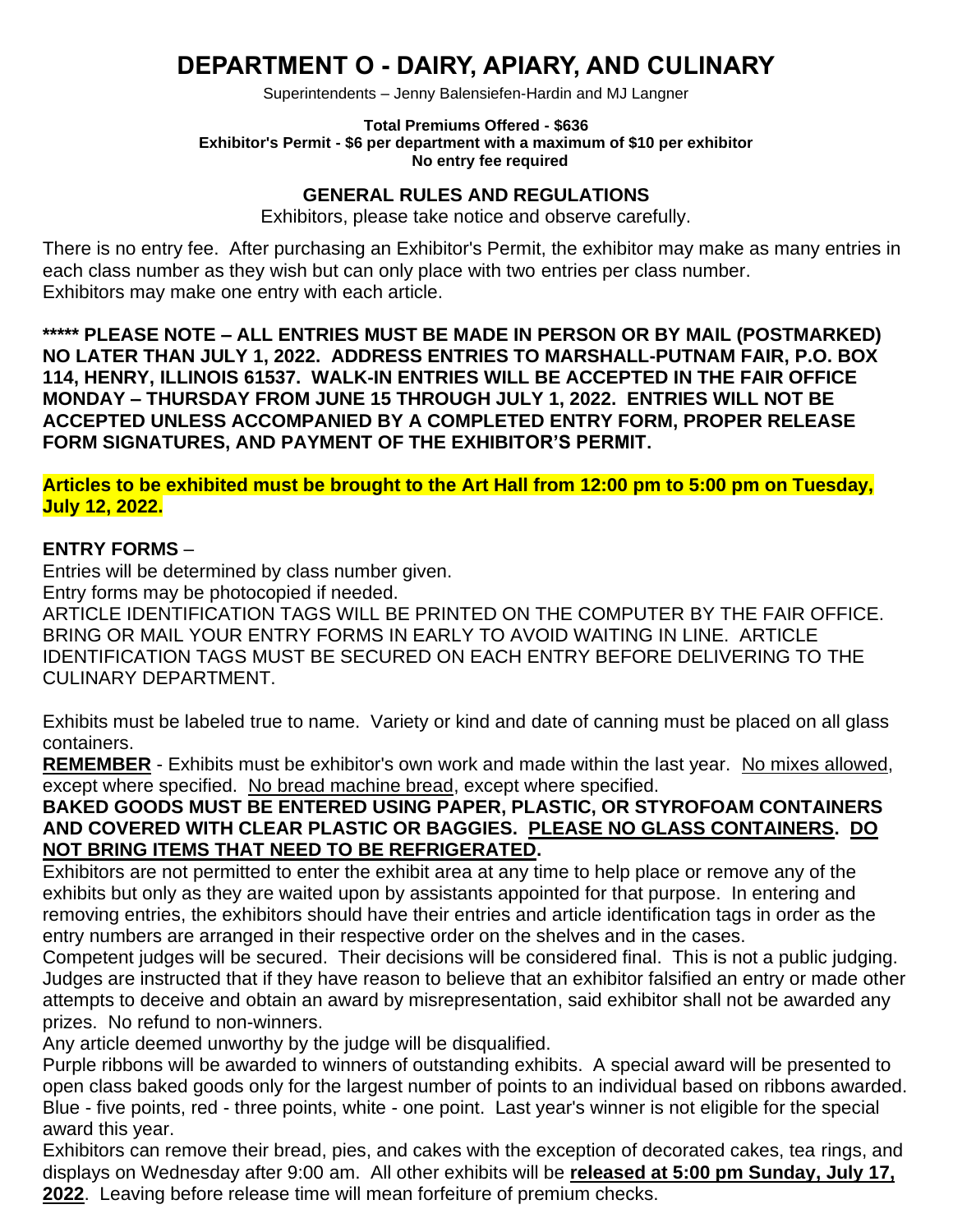# DEPARTMENT O - DAIRY, APIARY, AND CULINARY

Superintendents – Jenny Balensiefen-Hardin and MJ Langner

**Total Premiums Offered - $636**
**Exhibitor's Permit - $6 per department with a maximum of $10 per exhibitor**
**No entry fee required**

## GENERAL RULES AND REGULATIONS

Exhibitors, please take notice and observe carefully.

There is no entry fee. After purchasing an Exhibitor's Permit, the exhibitor may make as many entries in each class number as they wish but can only place with two entries per class number. Exhibitors may make one entry with each article.

**\*\*\*\*\* PLEASE NOTE – ALL ENTRIES MUST BE MADE IN PERSON OR BY MAIL (POSTMARKED) NO LATER THAN JULY 1, 2022. ADDRESS ENTRIES TO MARSHALL-PUTNAM FAIR, P.O. BOX 114, HENRY, ILLINOIS 61537. WALK-IN ENTRIES WILL BE ACCEPTED IN THE FAIR OFFICE MONDAY – THURSDAY FROM JUNE 15 THROUGH JULY 1, 2022. ENTRIES WILL NOT BE ACCEPTED UNLESS ACCOMPANIED BY A COMPLETED ENTRY FORM, PROPER RELEASE FORM SIGNATURES, AND PAYMENT OF THE EXHIBITOR'S PERMIT.**

**Articles to be exhibited must be brought to the Art Hall from 12:00 pm to 5:00 pm on Tuesday, July 12, 2022.**

**ENTRY FORMS** –
Entries will be determined by class number given.
Entry forms may be photocopied if needed.
ARTICLE IDENTIFICATION TAGS WILL BE PRINTED ON THE COMPUTER BY THE FAIR OFFICE. BRING OR MAIL YOUR ENTRY FORMS IN EARLY TO AVOID WAITING IN LINE. ARTICLE IDENTIFICATION TAGS MUST BE SECURED ON EACH ENTRY BEFORE DELIVERING TO THE CULINARY DEPARTMENT.

Exhibits must be labeled true to name. Variety or kind and date of canning must be placed on all glass containers.

**REMEMBER** - Exhibits must be exhibitor's own work and made within the last year. No mixes allowed, except where specified. No bread machine bread, except where specified.

**BAKED GOODS MUST BE ENTERED USING PAPER, PLASTIC, OR STYROFOAM CONTAINERS AND COVERED WITH CLEAR PLASTIC OR BAGGIES. PLEASE NO GLASS CONTAINERS. DO NOT BRING ITEMS THAT NEED TO BE REFRIGERATED.**

Exhibitors are not permitted to enter the exhibit area at any time to help place or remove any of the exhibits but only as they are waited upon by assistants appointed for that purpose. In entering and removing entries, the exhibitors should have their entries and article identification tags in order as the entry numbers are arranged in their respective order on the shelves and in the cases.

Competent judges will be secured. Their decisions will be considered final. This is not a public judging. Judges are instructed that if they have reason to believe that an exhibitor falsified an entry or made other attempts to deceive and obtain an award by misrepresentation, said exhibitor shall not be awarded any prizes. No refund to non-winners.

Any article deemed unworthy by the judge will be disqualified.

Purple ribbons will be awarded to winners of outstanding exhibits. A special award will be presented to open class baked goods only for the largest number of points to an individual based on ribbons awarded. Blue - five points, red - three points, white - one point. Last year's winner is not eligible for the special award this year.

Exhibitors can remove their bread, pies, and cakes with the exception of decorated cakes, tea rings, and displays on Wednesday after 9:00 am. All other exhibits will be **released at 5:00 pm Sunday, July 17, 2022**. Leaving before release time will mean forfeiture of premium checks.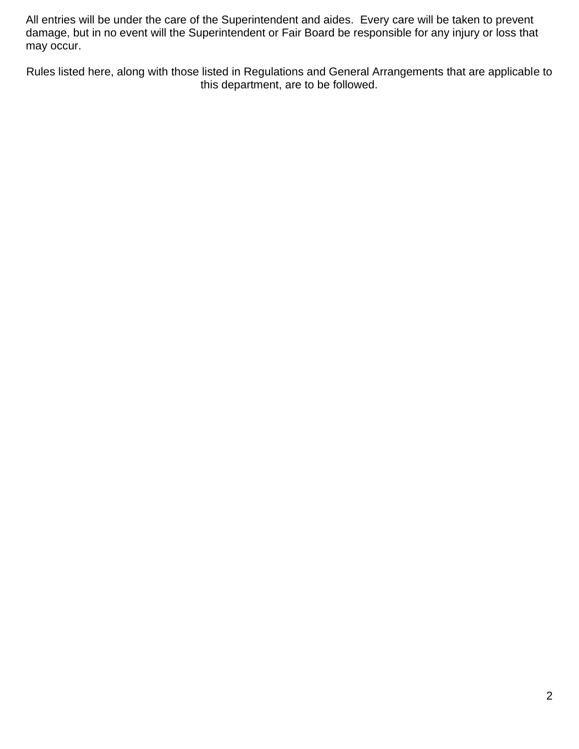All entries will be under the care of the Superintendent and aides. Every care will be taken to prevent damage, but in no event will the Superintendent or Fair Board be responsible for any injury or loss that may occur.

Rules listed here, along with those listed in Regulations and General Arrangements that are applicable to this department, are to be followed.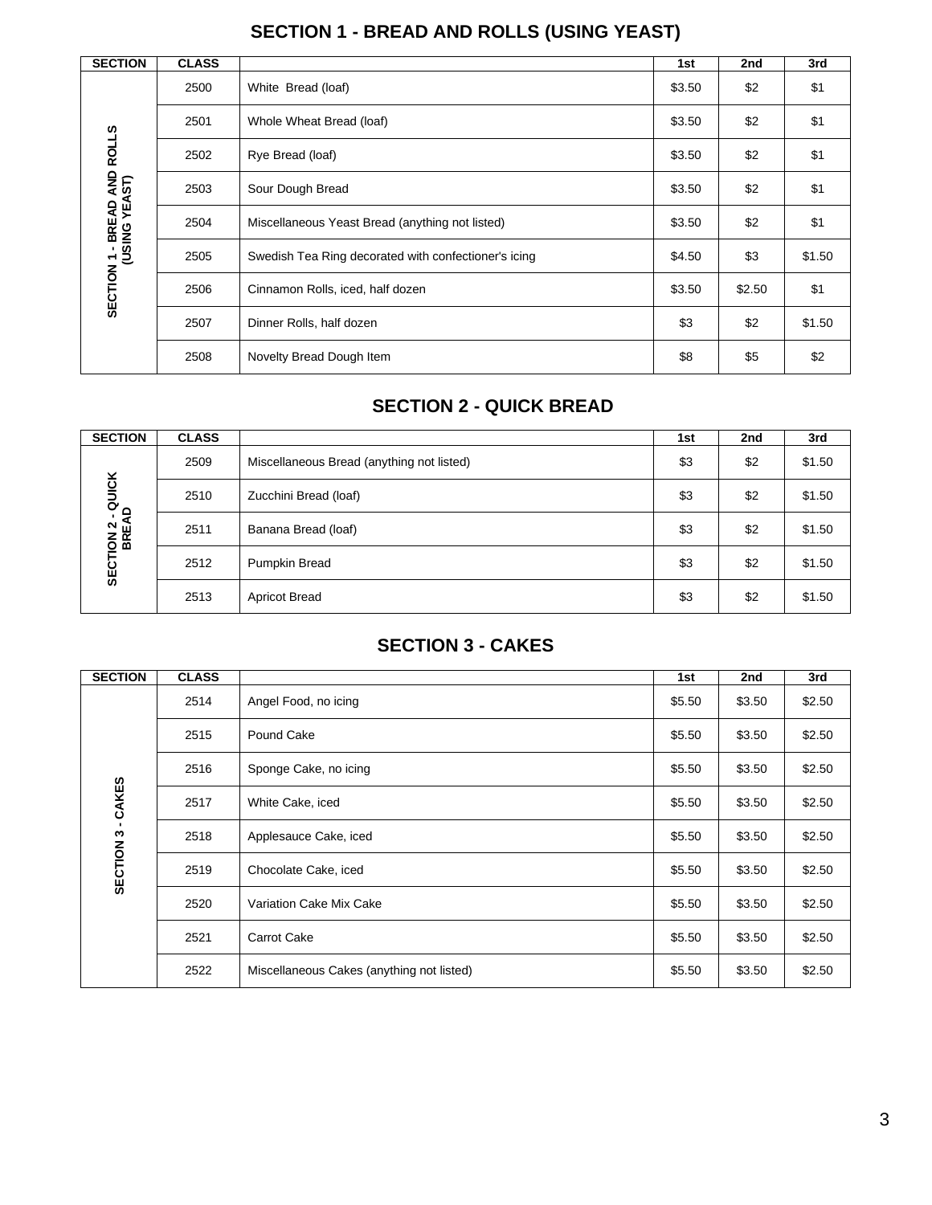## SECTION 1 - BREAD AND ROLLS (USING YEAST)

| SECTION | CLASS | | 1st | 2nd | 3rd |
|---|---|---|---|---|---|
| SECTION 1 - BREAD AND ROLLS (USING YEAST) | 2500 | White Bread (loaf) | $3.50 | $2 | $1 |
| | 2501 | Whole Wheat Bread (loaf) | $3.50 | $2 | $1 |
| | 2502 | Rye Bread (loaf) | $3.50 | $2 | $1 |
| | 2503 | Sour Dough Bread | $3.50 | $2 | $1 |
| | 2504 | Miscellaneous Yeast Bread (anything not listed) | $3.50 | $2 | $1 |
| | 2505 | Swedish Tea Ring decorated with confectioner's icing | $4.50 | $3 | $1.50 |
| | 2506 | Cinnamon Rolls, iced, half dozen | $3.50 | $2.50 | $1 |
| | 2507 | Dinner Rolls, half dozen | $3 | $2 | $1.50 |
| | 2508 | Novelty Bread Dough Item | $8 | $5 | $2 |

## SECTION 2 - QUICK BREAD

| SECTION | CLASS | | 1st | 2nd | 3rd |
|---|---|---|---|---|---|
| SECTION 2 - QUICK BREAD | 2509 | Miscellaneous Bread (anything not listed) | $3 | $2 | $1.50 |
| | 2510 | Zucchini Bread (loaf) | $3 | $2 | $1.50 |
| | 2511 | Banana Bread (loaf) | $3 | $2 | $1.50 |
| | 2512 | Pumpkin Bread | $3 | $2 | $1.50 |
| | 2513 | Apricot Bread | $3 | $2 | $1.50 |

## SECTION 3 - CAKES

| SECTION | CLASS | | 1st | 2nd | 3rd |
|---|---|---|---|---|---|
| SECTION 3 - CAKES | 2514 | Angel Food, no icing | $5.50 | $3.50 | $2.50 |
| | 2515 | Pound Cake | $5.50 | $3.50 | $2.50 |
| | 2516 | Sponge Cake, no icing | $5.50 | $3.50 | $2.50 |
| | 2517 | White Cake, iced | $5.50 | $3.50 | $2.50 |
| | 2518 | Applesauce Cake, iced | $5.50 | $3.50 | $2.50 |
| | 2519 | Chocolate Cake, iced | $5.50 | $3.50 | $2.50 |
| | 2520 | Variation Cake Mix Cake | $5.50 | $3.50 | $2.50 |
| | 2521 | Carrot Cake | $5.50 | $3.50 | $2.50 |
| | 2522 | Miscellaneous Cakes (anything not listed) | $5.50 | $3.50 | $2.50 |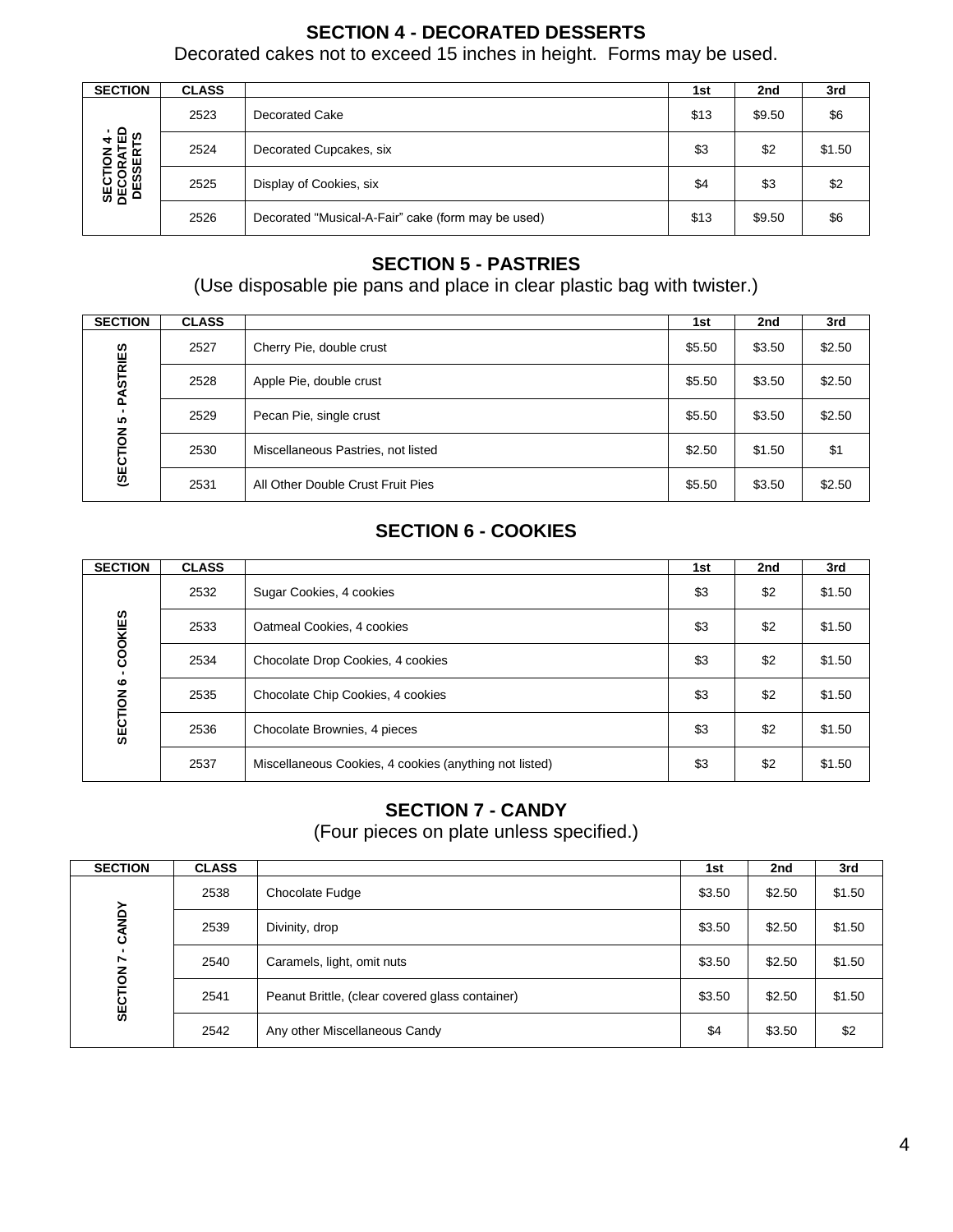## SECTION 4 - DECORATED DESSERTS

Decorated cakes not to exceed 15 inches in height. Forms may be used.

| SECTION | CLASS | | 1st | 2nd | 3rd |
|---|---|---|---|---|---|
| SECTION 4 - DECORATED DESSERTS | 2523 | Decorated Cake | $13 | $9.50 | $6 |
| | 2524 | Decorated Cupcakes, six | $3 | $2 | $1.50 |
| | 2525 | Display of Cookies, six | $4 | $3 | $2 |
| | 2526 | Decorated "Musical-A-Fair" cake (form may be used) | $13 | $9.50 | $6 |

## SECTION 5 - PASTRIES

(Use disposable pie pans and place in clear plastic bag with twister.)

| SECTION | CLASS | | 1st | 2nd | 3rd |
|---|---|---|---|---|---|
| (SECTION 5 - PASTRIES | 2527 | Cherry Pie, double crust | $5.50 | $3.50 | $2.50 |
| | 2528 | Apple Pie, double crust | $5.50 | $3.50 | $2.50 |
| | 2529 | Pecan Pie, single crust | $5.50 | $3.50 | $2.50 |
| | 2530 | Miscellaneous Pastries, not listed | $2.50 | $1.50 | $1 |
| | 2531 | All Other Double Crust Fruit Pies | $5.50 | $3.50 | $2.50 |

## SECTION 6 - COOKIES

| SECTION | CLASS | | 1st | 2nd | 3rd |
|---|---|---|---|---|---|
| SECTION 6 - COOKIES | 2532 | Sugar Cookies, 4 cookies | $3 | $2 | $1.50 |
| | 2533 | Oatmeal Cookies, 4 cookies | $3 | $2 | $1.50 |
| | 2534 | Chocolate Drop Cookies, 4 cookies | $3 | $2 | $1.50 |
| | 2535 | Chocolate Chip Cookies, 4 cookies | $3 | $2 | $1.50 |
| | 2536 | Chocolate Brownies, 4 pieces | $3 | $2 | $1.50 |
| | 2537 | Miscellaneous Cookies, 4 cookies (anything not listed) | $3 | $2 | $1.50 |

## SECTION 7 - CANDY

(Four pieces on plate unless specified.)

| SECTION | CLASS | | 1st | 2nd | 3rd |
|---|---|---|---|---|---|
| SECTION 7 - CANDY | 2538 | Chocolate Fudge | $3.50 | $2.50 | $1.50 |
| | 2539 | Divinity, drop | $3.50 | $2.50 | $1.50 |
| | 2540 | Caramels, light, omit nuts | $3.50 | $2.50 | $1.50 |
| | 2541 | Peanut Brittle, (clear covered glass container) | $3.50 | $2.50 | $1.50 |
| | 2542 | Any other Miscellaneous Candy | $4 | $3.50 | $2 |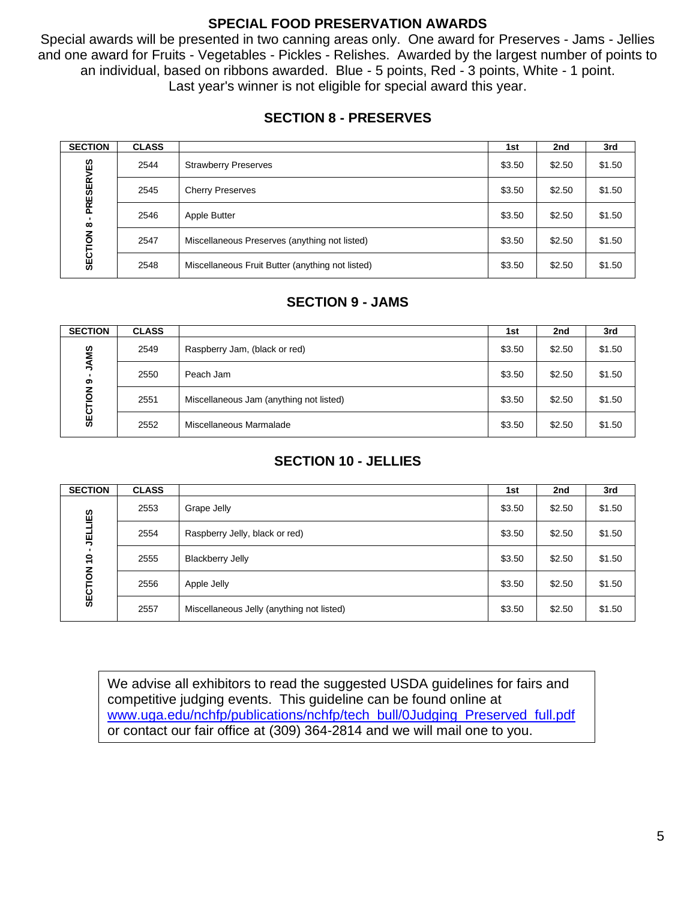## SPECIAL FOOD PRESERVATION AWARDS

Special awards will be presented in two canning areas only. One award for Preserves - Jams - Jellies and one award for Fruits - Vegetables - Pickles - Relishes. Awarded by the largest number of points to an individual, based on ribbons awarded. Blue - 5 points, Red - 3 points, White - 1 point. Last year's winner is not eligible for special award this year.

### SECTION 8 - PRESERVES

| SECTION | CLASS | | 1st | 2nd | 3rd |
|---|---|---|---|---|---|
| SECTION 8 - PRESERVES | 2544 | Strawberry Preserves | $3.50 | $2.50 | $1.50 |
| | 2545 | Cherry Preserves | $3.50 | $2.50 | $1.50 |
| | 2546 | Apple Butter | $3.50 | $2.50 | $1.50 |
| | 2547 | Miscellaneous Preserves (anything not listed) | $3.50 | $2.50 | $1.50 |
| | 2548 | Miscellaneous Fruit Butter (anything not listed) | $3.50 | $2.50 | $1.50 |

### SECTION 9 - JAMS

| SECTION | CLASS | | 1st | 2nd | 3rd |
|---|---|---|---|---|---|
| SECTION 9 - JAMS | 2549 | Raspberry Jam, (black or red) | $3.50 | $2.50 | $1.50 |
| | 2550 | Peach Jam | $3.50 | $2.50 | $1.50 |
| | 2551 | Miscellaneous Jam (anything not listed) | $3.50 | $2.50 | $1.50 |
| | 2552 | Miscellaneous Marmalade | $3.50 | $2.50 | $1.50 |

### SECTION 10 - JELLIES

| SECTION | CLASS | | 1st | 2nd | 3rd |
|---|---|---|---|---|---|
| SECTION 10 - JELLIES | 2553 | Grape Jelly | $3.50 | $2.50 | $1.50 |
| | 2554 | Raspberry Jelly, black or red) | $3.50 | $2.50 | $1.50 |
| | 2555 | Blackberry Jelly | $3.50 | $2.50 | $1.50 |
| | 2556 | Apple Jelly | $3.50 | $2.50 | $1.50 |
| | 2557 | Miscellaneous Jelly (anything not listed) | $3.50 | $2.50 | $1.50 |

We advise all exhibitors to read the suggested USDA guidelines for fairs and competitive judging events. This guideline can be found online at www.uga.edu/nchfp/publications/nchfp/tech_bull/0Judging_Preserved_full.pdf or contact our fair office at (309) 364-2814 and we will mail one to you.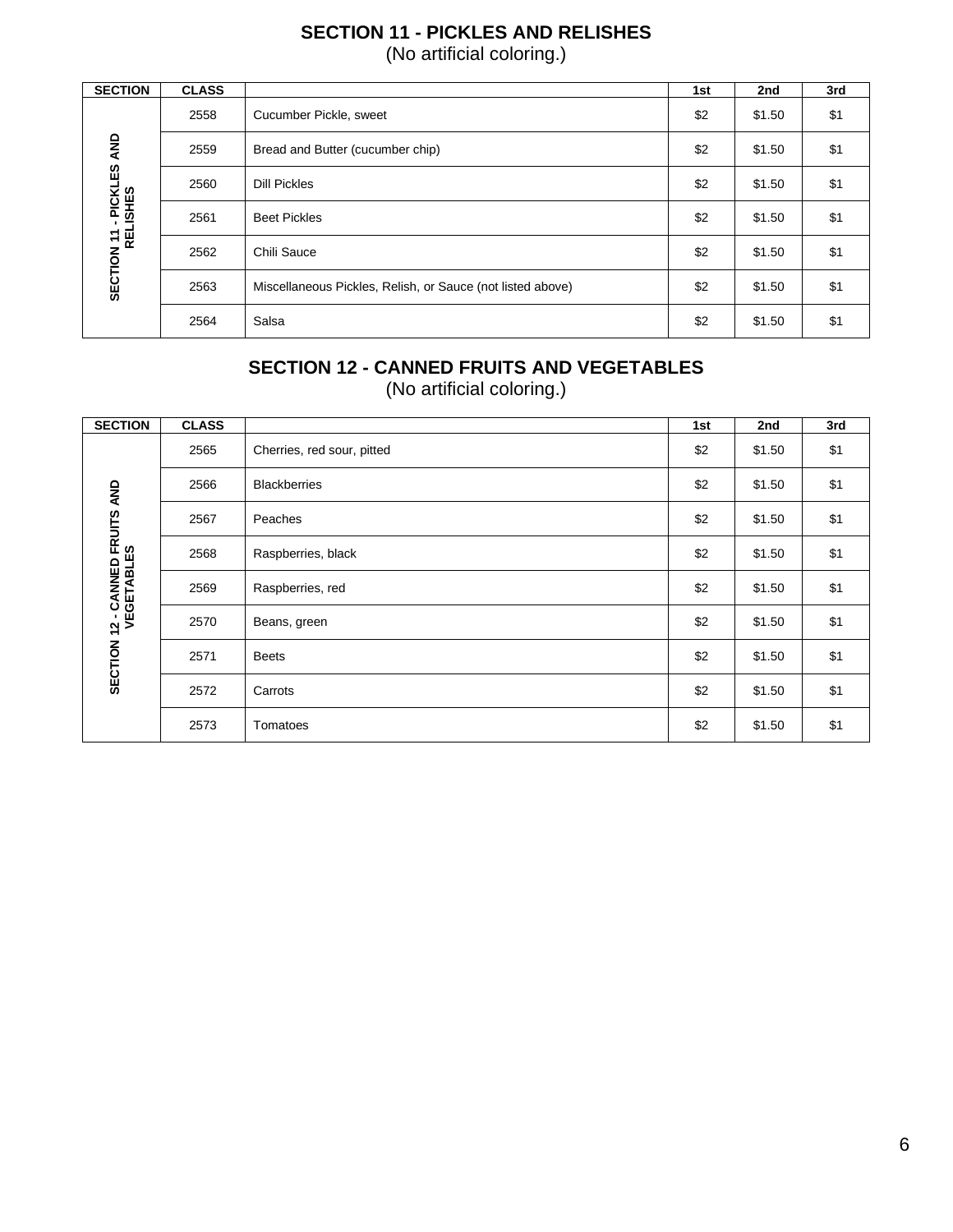## SECTION 11 - PICKLES AND RELISHES

(No artificial coloring.)

| SECTION | CLASS | | 1st | 2nd | 3rd |
|---|---|---|---|---|---|
| SECTION 11 - PICKLES AND RELISHES | 2558 | Cucumber Pickle, sweet | $2 | $1.50 | $1 |
| | 2559 | Bread and Butter (cucumber chip) | $2 | $1.50 | $1 |
| | 2560 | Dill Pickles | $2 | $1.50 | $1 |
| | 2561 | Beet Pickles | $2 | $1.50 | $1 |
| | 2562 | Chili Sauce | $2 | $1.50 | $1 |
| | 2563 | Miscellaneous Pickles, Relish, or Sauce (not listed above) | $2 | $1.50 | $1 |
| | 2564 | Salsa | $2 | $1.50 | $1 |

## SECTION 12 - CANNED FRUITS AND VEGETABLES

(No artificial coloring.)

| SECTION | CLASS | | 1st | 2nd | 3rd |
|---|---|---|---|---|---|
| SECTION 12 - CANNED FRUITS AND VEGETABLES | 2565 | Cherries, red sour, pitted | $2 | $1.50 | $1 |
| | 2566 | Blackberries | $2 | $1.50 | $1 |
| | 2567 | Peaches | $2 | $1.50 | $1 |
| | 2568 | Raspberries, black | $2 | $1.50 | $1 |
| | 2569 | Raspberries, red | $2 | $1.50 | $1 |
| | 2570 | Beans, green | $2 | $1.50 | $1 |
| | 2571 | Beets | $2 | $1.50 | $1 |
| | 2572 | Carrots | $2 | $1.50 | $1 |
| | 2573 | Tomatoes | $2 | $1.50 | $1 |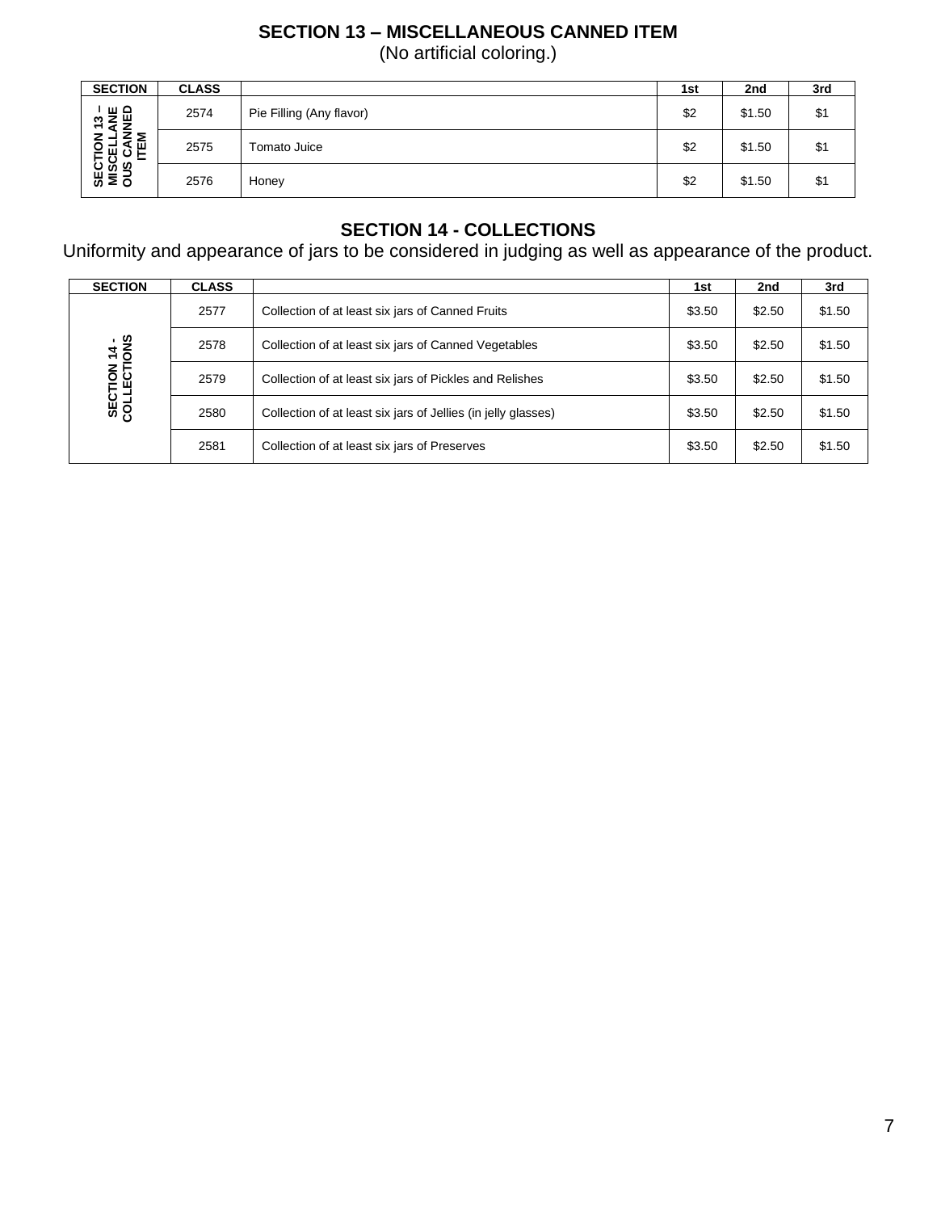## SECTION 13 – MISCELLANEOUS CANNED ITEM

(No artificial coloring.)

| SECTION | CLASS | | 1st | 2nd | 3rd |
|---|---|---|---|---|---|
| SECTION 13 – MISCELLANEOUS CANNED ITEM | 2574 | Pie Filling (Any flavor) | $2 | $1.50 | $1 |
| | 2575 | Tomato Juice | $2 | $1.50 | $1 |
| | 2576 | Honey | $2 | $1.50 | $1 |

## SECTION 14 - COLLECTIONS

Uniformity and appearance of jars to be considered in judging as well as appearance of the product.

| SECTION | CLASS | | 1st | 2nd | 3rd |
|---|---|---|---|---|---|
| SECTION 14 - COLLECTIONS | 2577 | Collection of at least six jars of Canned Fruits | $3.50 | $2.50 | $1.50 |
| | 2578 | Collection of at least six jars of Canned Vegetables | $3.50 | $2.50 | $1.50 |
| | 2579 | Collection of at least six jars of Pickles and Relishes | $3.50 | $2.50 | $1.50 |
| | 2580 | Collection of at least six jars of Jellies (in jelly glasses) | $3.50 | $2.50 | $1.50 |
| | 2581 | Collection of at least six jars of Preserves | $3.50 | $2.50 | $1.50 |